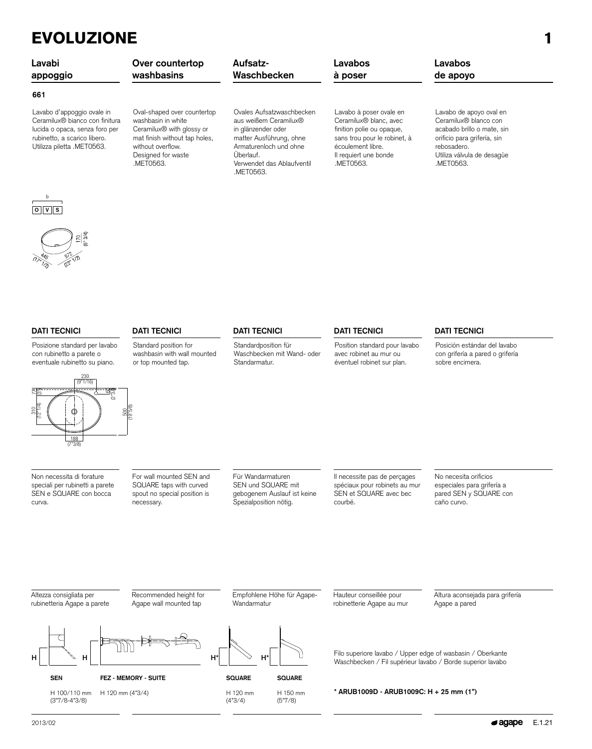# EVOLUZIONE 1

| Lavabi appoggio | Over countertop washbasins | Aufsatz-Waschbecken | Lavabos à poser | Lavabos de apoyo |
|---|---|---|---|---|

**661**

Lavabo d'appoggio ovale in Ceramilux® bianco con finitura lucida o opaca, senza foro per rubinetto, a scarico libero. Utilizza piletta .MET0563.

Oval-shaped over countertop washbasin in white Ceramilux® with glossy or mat finish without tap holes, without overflow. Designed for waste .MET0563.

Ovales Aufsatzwaschbecken aus weißem Ceramilux® in glänzender oder matter Ausführung, ohne Armaturenloch und ohne Überlauf. Verwendet das Ablaufventil .MET0563.

Lavabo à poser ovale en Ceramilux® blanc, avec finition polie ou opaque, sans trou pour le robinet, à écoulement libre. Il requiert une bonde .MET0563.

Lavabo de apoyo oval en Ceramilux® blanco con acabado brillo o mate, sin orificio para grifería, sin rebosadero. Utiliza válvula de desagüe .MET0563.

b
O V S

170 (6" 3/4)
445 (17" 1/2)
572 (22" 1/2)

### DATI TECNICI

Posizione standard per lavabo con rubinetto a parete o eventuale rubinetto su piano.

Standard position for washbasin with wall mounted or top mounted tap.

Standardposition für Waschbecken mit Wand- oder Standarmatur.

Position standard pour lavabo avec robinet au mur ou éventuel robinet sur plan.

Posición estándar del lavabo con grifería a pared o grifería sobre encimera.

230 (9"1/16)
77 (3")
310 (12"1/4)
60 (2"3/8)
500 (19"5/8)
188 (7"3/8)

Non necessita di forature speciali per rubinetti a parete SEN e SQUARE con bocca curva.

For wall mounted SEN and SQUARE taps with curved spout no special position is necessary.

Für Wandarmaturen SEN und SQUARE mit gebogenem Auslauf ist keine Spezialposition nötig.

Il necessite pas de perçages spéciaux pour robinets au mur SEN et SQUARE avec bec courbé.

No necesita orificios especiales para grifería a pared SEN y SQUARE con caño curvo.

Altezza consigliata per rubinetteria Agape a parete

Recommended height for Agape wall mounted tap

Empfohlene Höhe für Agape-Wandarmatur

Hauteur conseillée pour robinetterie Agape au mur

Altura aconsejada para grifería Agape a pared

| SEN | FEZ - MEMORY - SUITE | SQUARE | SQUARE |
|---|---|---|---|
| H 100/110 mm (3"7/8-4"3/8) | H 120 mm (4"3/4) | H 120 mm (4"3/4) | H 150 mm (5"7/8) |

Filo superiore lavabo / Upper edge of wasbasin / Oberkante Waschbecken / Fil supérieur lavabo / Borde superior lavabo

**\* ARUB1009D - ARUB1009C: H + 25 mm (1")**

2013/02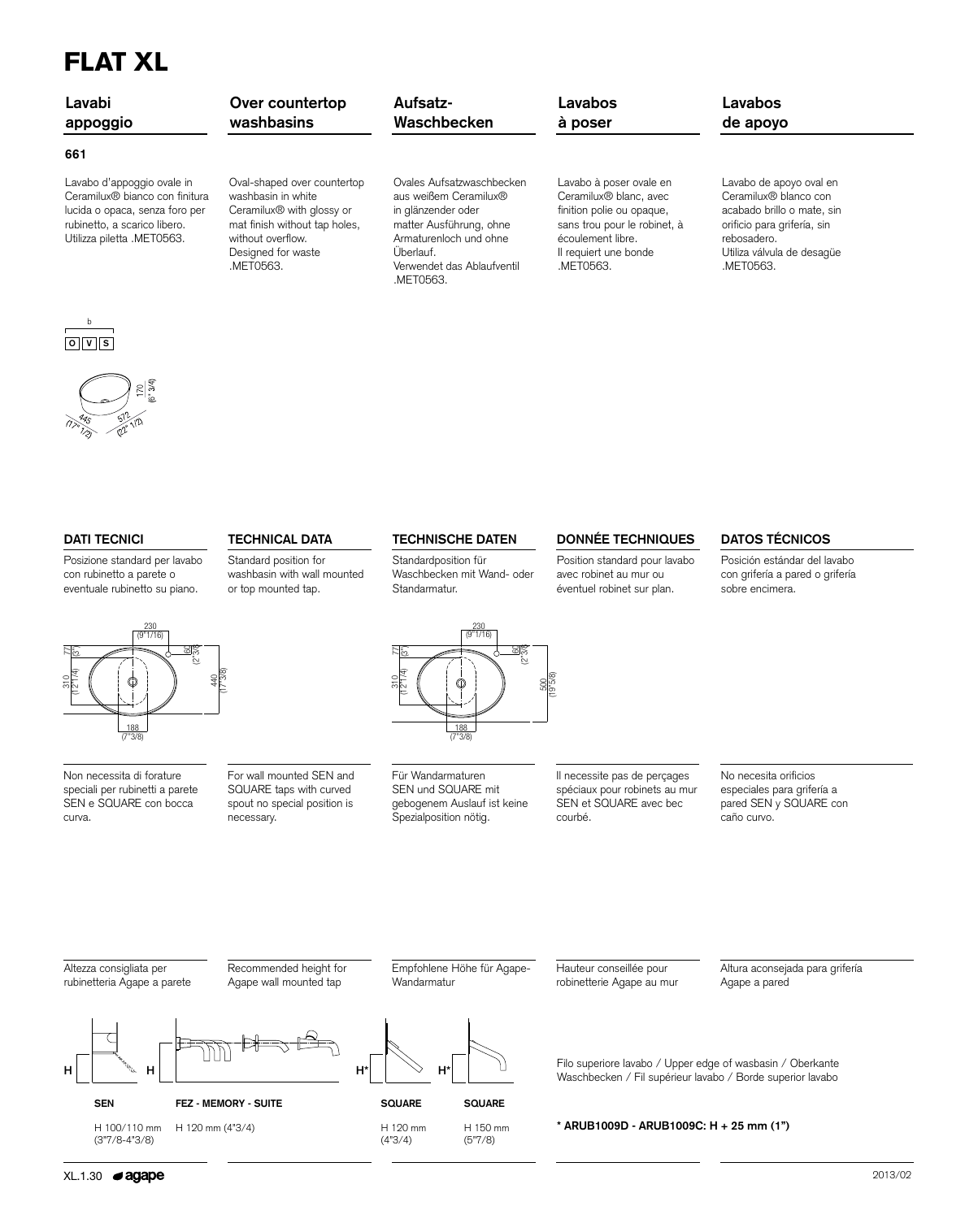# FLAT XL

| Lavabi appoggio | Over countertop washbasins | Aufsatz-Waschbecken | Lavabos à poser | Lavabos de apoyo |
|---|---|---|---|---|

**661**

Lavabo d'appoggio ovale in Ceramilux® bianco con finitura lucida o opaca, senza foro per rubinetto, a scarico libero. Utilizza piletta .MET0563.

Oval-shaped over countertop washbasin in white Ceramilux® with glossy or mat finish without tap holes, without overflow. Designed for waste .MET0563.

Ovales Aufsatzwaschbecken aus weißem Ceramilux® in glänzender oder matter Ausführung, ohne Armaturenloch und ohne Überlauf. Verwendet das Ablaufventil .MET0563.

Lavabo à poser ovale en Ceramilux® blanc, avec finition polie ou opaque, sans trou pour le robinet, à écoulement libre. Il requiert une bonde .MET0563.

Lavabo de apoyo oval en Ceramilux® blanco con acabado brillo o mate, sin orificio para grifería, sin rebosadero. Utiliza válvula de desagüe .MET0563.

b

O V S

170 (6" 3/4)
445 (17" 1/2)
572 (22" 1/2)

## DATI TECNICI

Posizione standard per lavabo con rubinetto a parete o eventuale rubinetto su piano.

## TECHNICAL DATA

Standard position for washbasin with wall mounted or top mounted tap.

## TECHNISCHE DATEN

Standardposition für Waschbecken mit Wand- oder Standarmatur.

## DONNÉE TECHNIQUES

Position standard pour lavabo avec robinet au mur ou éventuel robinet sur plan.

## DATOS TÉCNICOS

Posición estándar del lavabo con grifería a pared o grifería sobre encimera.

230 (9"1/16)
77 (3")
60 (2"3/8)
310 (12"1/4)
440 (17"3/8)
188 (7"3/8)

230 (9"1/16)
77 (3")
60 (2"3/8)
310 (12"1/4)
500 (19"5/8)
188 (7"3/8)

Non necessita di forature speciali per rubinetti a parete SEN e SQUARE con bocca curva.

For wall mounted SEN and SQUARE taps with curved spout no special position is necessary.

Für Wandarmaturen SEN und SQUARE mit gebogenem Auslauf ist keine Spezialposition nötig.

Il necessite pas de perçages spéciaux pour robinets au mur SEN et SQUARE avec bec courbé.

No necesita orificios especiales para grifería a pared SEN y SQUARE con caño curvo.

Altezza consigliata per rubinetteria Agape a parete

Recommended height for Agape wall mounted tap

Empfohlene Höhe für Agape-Wandarmatur

Hauteur conseillée pour robinetterie Agape au mur

Altura aconsejada para grifería Agape a pared

H | H | H* | H*

**SEN**
H 100/110 mm (3"7/8-4"3/8)

**FEZ - MEMORY - SUITE**
H 120 mm (4"3/4)

**SQUARE**
H 120 mm (4"3/4)

**SQUARE**
H 150 mm (5"7/8)

Filo superiore lavabo / Upper edge of wasbasin / Oberkante Waschbecken / Fil supérieur lavabo / Borde superior lavabo

**\* ARUB1009D - ARUB1009C: H + 25 mm (1")**

XL.1.30 agape

2013/02